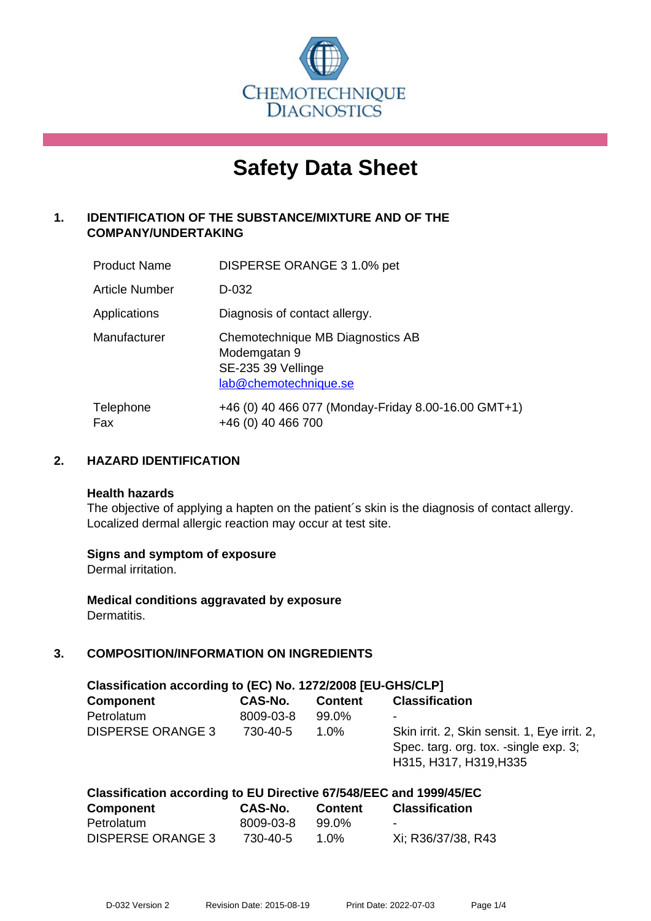CHEMOTECHNIQUE DIAGNOSTICS

# Safety Data Sheet

## 1. IDENTIFICATION OF THE SUBSTANCE/MIXTURE AND OF THE COMPANY/UNDERTAKING

| | |
|---|---|
| Product Name | DISPERSE ORANGE 3 1.0% pet |
| Article Number | D-032 |
| Applications | Diagnosis of contact allergy. |
| Manufacturer | Chemotechnique MB Diagnostics AB<br>Modemgatan 9<br>SE-235 39 Vellinge<br>lab@chemotechnique.se |
| Telephone<br>Fax | +46 (0) 40 466 077 (Monday-Friday 8.00-16.00 GMT+1)<br>+46 (0) 40 466 700 |

## 2. HAZARD IDENTIFICATION

**Health hazards**
The objective of applying a hapten on the patient´s skin is the diagnosis of contact allergy. Localized dermal allergic reaction may occur at test site.

**Signs and symptom of exposure**
Dermal irritation.

**Medical conditions aggravated by exposure**
Dermatitis.

## 3. COMPOSITION/INFORMATION ON INGREDIENTS

**Classification according to (EC) No. 1272/2008 [EU-GHS/CLP]**

| Component | CAS-No. | Content | Classification |
|---|---|---|---|
| Petrolatum | 8009-03-8 | 99.0% | - |
| DISPERSE ORANGE 3 | 730-40-5 | 1.0% | Skin irrit. 2, Skin sensit. 1, Eye irrit. 2, Spec. targ. org. tox. -single exp. 3; H315, H317, H319,H335 |

**Classification according to EU Directive 67/548/EEC and 1999/45/EC**

| Component | CAS-No. | Content | Classification |
|---|---|---|---|
| Petrolatum | 8009-03-8 | 99.0% | - |
| DISPERSE ORANGE 3 | 730-40-5 | 1.0% | Xi; R36/37/38, R43 |

D-032 Version 2 Revision Date: 2015-08-19 Print Date: 2022-07-03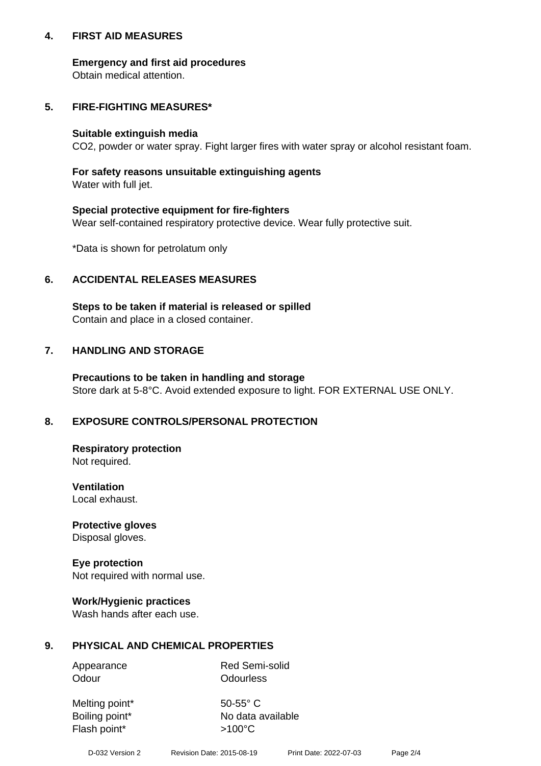## 4. FIRST AID MEASURES

**Emergency and first aid procedures**
Obtain medical attention.

## 5. FIRE-FIGHTING MEASURES*

**Suitable extinguish media**
$CO_2$, powder or water spray. Fight larger fires with water spray or alcohol resistant foam.

**For safety reasons unsuitable extinguishing agents**
Water with full jet.

**Special protective equipment for fire-fighters**
Wear self-contained respiratory protective device. Wear fully protective suit.

*Data is shown for petrolatum only

## 6. ACCIDENTAL RELEASES MEASURES

**Steps to be taken if material is released or spilled**
Contain and place in a closed container.

## 7. HANDLING AND STORAGE

**Precautions to be taken in handling and storage**
Store dark at 5-8°C. Avoid extended exposure to light. FOR EXTERNAL USE ONLY.

## 8. EXPOSURE CONTROLS/PERSONAL PROTECTION

**Respiratory protection**
Not required.

**Ventilation**
Local exhaust.

**Protective gloves**
Disposal gloves.

**Eye protection**
Not required with normal use.

**Work/Hygienic practices**
Wash hands after each use.

## 9. PHYSICAL AND CHEMICAL PROPERTIES

| | |
|---|---|
| Appearance | Red Semi-solid |
| Odour | Odourless |
| Melting point* | 50-55° C |
| Boiling point* | No data available |
| Flash point* | >100°C |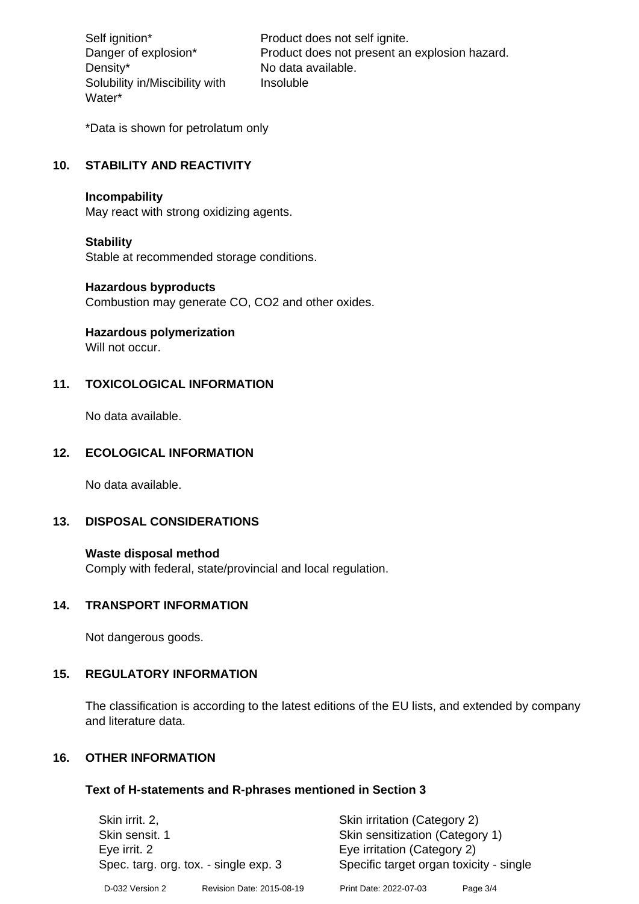| | |
|---|---|
| Self ignition* | Product does not self ignite. |
| Danger of explosion* | Product does not present an explosion hazard. |
| Density* | No data available. |
| Solubility in/Miscibility with Water* | Insoluble |

*Data is shown for petrolatum only

## 10. STABILITY AND REACTIVITY

**Incompability**
May react with strong oxidizing agents.

**Stability**
Stable at recommended storage conditions.

**Hazardous byproducts**
Combustion may generate CO, $CO_2$ and other oxides.

**Hazardous polymerization**
Will not occur.

## 11. TOXICOLOGICAL INFORMATION

No data available.

## 12. ECOLOGICAL INFORMATION

No data available.

## 13. DISPOSAL CONSIDERATIONS

**Waste disposal method**
Comply with federal, state/provincial and local regulation.

## 14. TRANSPORT INFORMATION

Not dangerous goods.

## 15. REGULATORY INFORMATION

The classification is according to the latest editions of the EU lists, and extended by company and literature data.

## 16. OTHER INFORMATION

**Text of H-statements and R-phrases mentioned in Section 3**

| | |
|---|---|
| Skin irrit. 2, | Skin irritation (Category 2) |
| Skin sensit. 1 | Skin sensitization (Category 1) |
| Eye irrit. 2 | Eye irritation (Category 2) |
| Spec. targ. org. tox. - single exp. 3 | Specific target organ toxicity - single |

D-032 Version 2 Revision Date: 2015-08-19 Print Date: 2022-07-03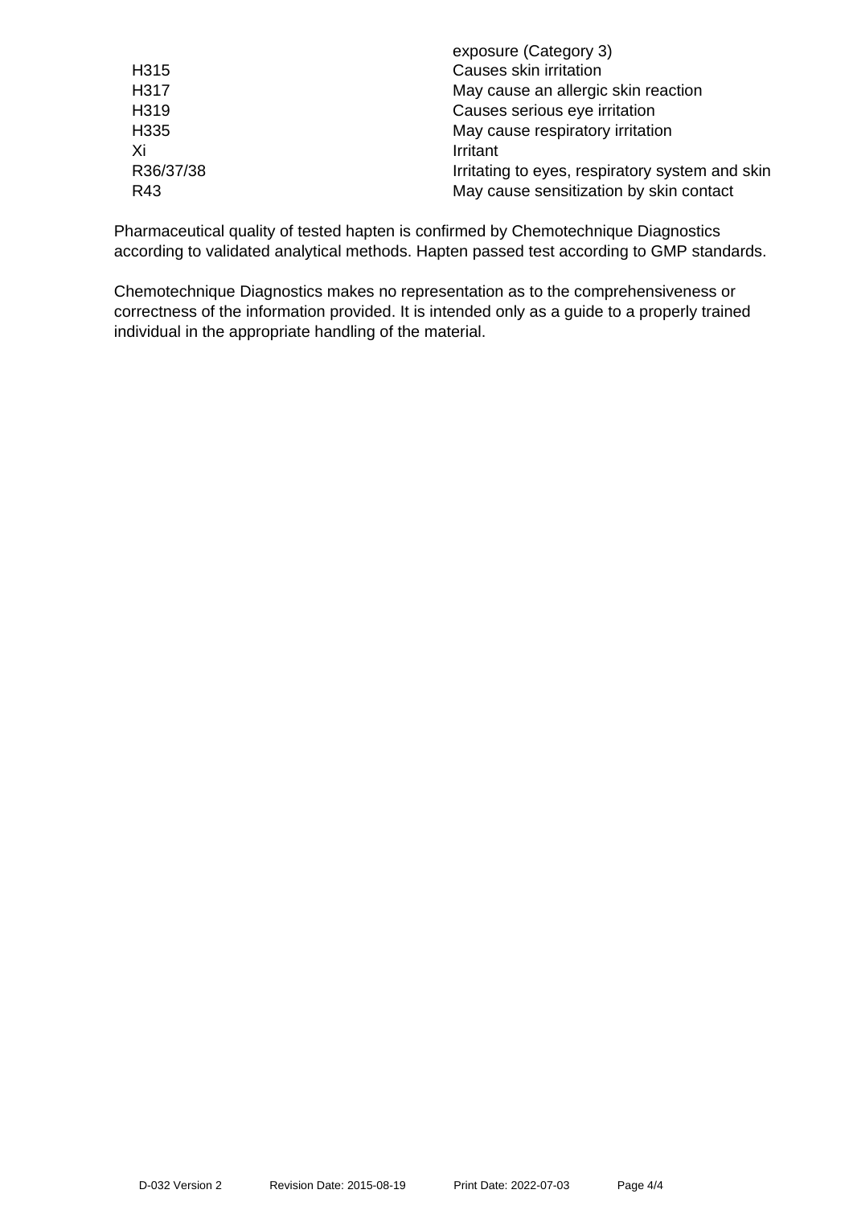| | |
|---|---|
| | exposure (Category 3) |
| H315 | Causes skin irritation |
| H317 | May cause an allergic skin reaction |
| H319 | Causes serious eye irritation |
| H335 | May cause respiratory irritation |
| Xi | Irritant |
| R36/37/38 | Irritating to eyes, respiratory system and skin |
| R43 | May cause sensitization by skin contact |

Pharmaceutical quality of tested hapten is confirmed by Chemotechnique Diagnostics according to validated analytical methods. Hapten passed test according to GMP standards.

Chemotechnique Diagnostics makes no representation as to the comprehensiveness or correctness of the information provided. It is intended only as a guide to a properly trained individual in the appropriate handling of the material.

D-032 Version 2 Revision Date: 2015-08-19 Print Date: 2022-07-03